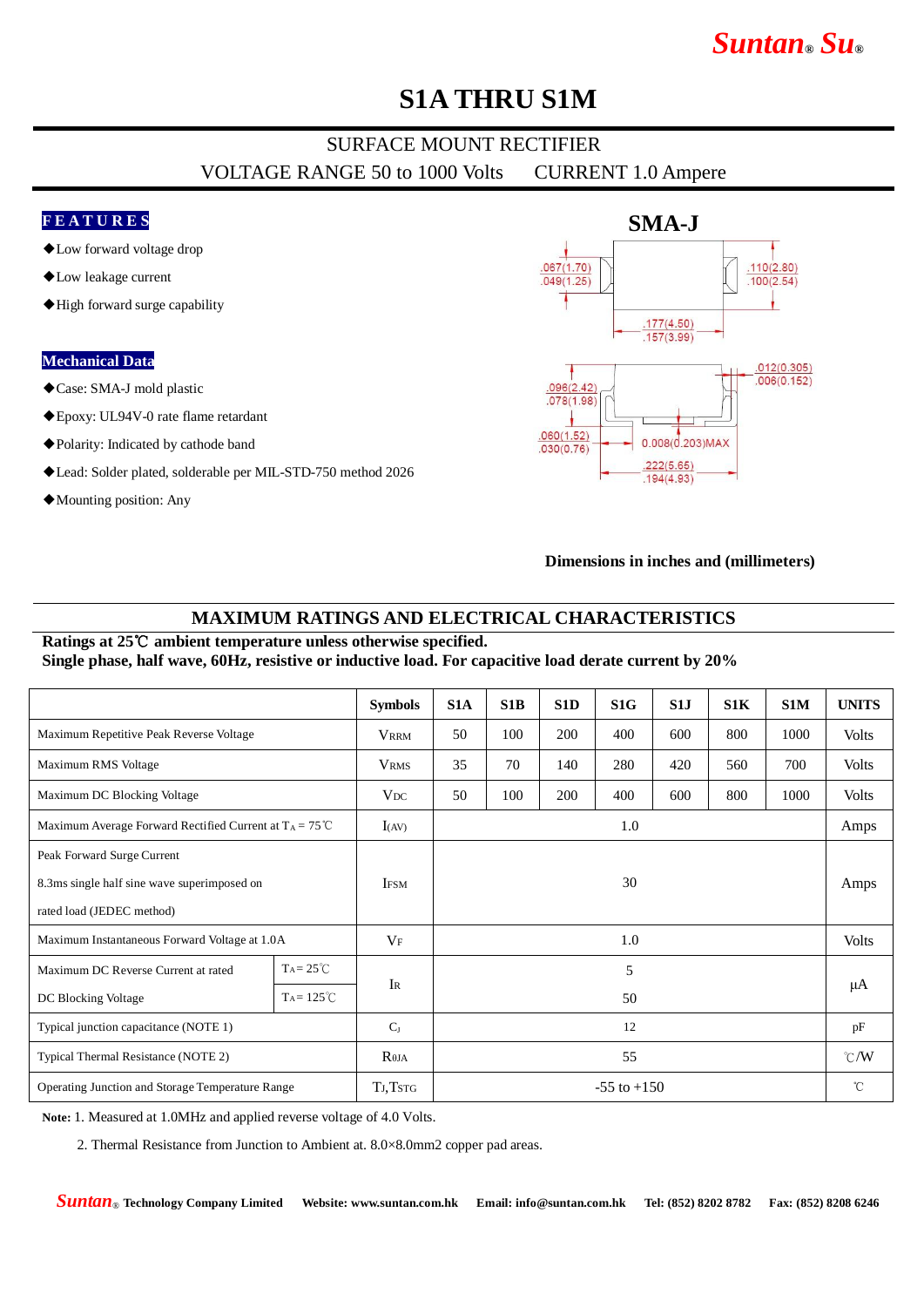# S1A THRU S1M

## SURFACE MOUNT RECTIFIER

VOLTAGE RANGE 50 to 1000 Volts    CURRENT 1.0 Ampere

### FEATURES

- ◆Low forward voltage drop
- ◆Low leakage current
- ◆High forward surge capability

### Mechanical Data

- ◆Case: SMA-J mold plastic
- ◆Epoxy: UL94V-0 rate flame retardant
- ◆Polarity: Indicated by cathode band
- ◆Lead: Solder plated, solderable per MIL-STD-750 method 2026
- ◆Mounting position: Any

**SMA-J**

.067(1.70)
.049(1.25)

.110(2.80)
.100(2.54)

.177(4.50)
.157(3.99)

.012(0.305)
.006(0.152)

.096(2.42)
.078(1.98)

.060(1.52)
.030(0.76)

0.008(0.203)MAX

.222(5.65)
.194(4.93)

**Dimensions in inches and (millimeters)**

## MAXIMUM RATINGS AND ELECTRICAL CHARACTERISTICS

**Ratings at 25℃ ambient temperature unless otherwise specified.**
**Single phase, half wave, 60Hz, resistive or inductive load. For capacitive load derate current by 20%**

| | | Symbols | S1A | S1B | S1D | S1G | S1J | S1K | S1M | UNITS |
|---|---|---|---|---|---|---|---|---|---|---|
| Maximum Repetitive Peak Reverse Voltage | | $V_{RRM}$ | 50 | 100 | 200 | 400 | 600 | 800 | 1000 | Volts |
| Maximum RMS Voltage | | $V_{RMS}$ | 35 | 70 | 140 | 280 | 420 | 560 | 700 | Volts |
| Maximum DC Blocking Voltage | | $V_{DC}$ | 50 | 100 | 200 | 400 | 600 | 800 | 1000 | Volts |
| Maximum Average Forward Rectified Current at $T_A$ = 75℃ | | $I_{(AV)}$ | 1.0 | | | | | | | Amps |
| Peak Forward Surge Current 8.3ms single half sine wave superimposed on rated load (JEDEC method) | | $I_{FSM}$ | 30 | | | | | | | Amps |
| Maximum Instantaneous Forward Voltage at 1.0A | | $V_F$ | 1.0 | | | | | | | Volts |
| Maximum DC Reverse Current at rated DC Blocking Voltage | $T_A$= 25℃ | $I_R$ | 5 | | | | | | | μA |
| | $T_A$= 125℃ | | 50 | | | | | | | |
| Typical junction capacitance (NOTE 1) | | $C_J$ | 12 | | | | | | | pF |
| Typical Thermal Resistance (NOTE 2) | | $R_{\theta JA}$ | 55 | | | | | | | ℃/W |
| Operating Junction and Storage Temperature Range | | $T_J$,$T_{STG}$ | -55 to +150 | | | | | | | ℃ |

**Note:** 1. Measured at 1.0MHz and applied reverse voltage of 4.0 Volts.

2. Thermal Resistance from Junction to Ambient at. 8.0×8.0mm2 copper pad areas.

**Suntan® Technology Company Limited    Website: www.suntan.com.hk    Email: info@suntan.com.hk    Tel: (852) 8202 8782    Fax: (852) 8208 6246**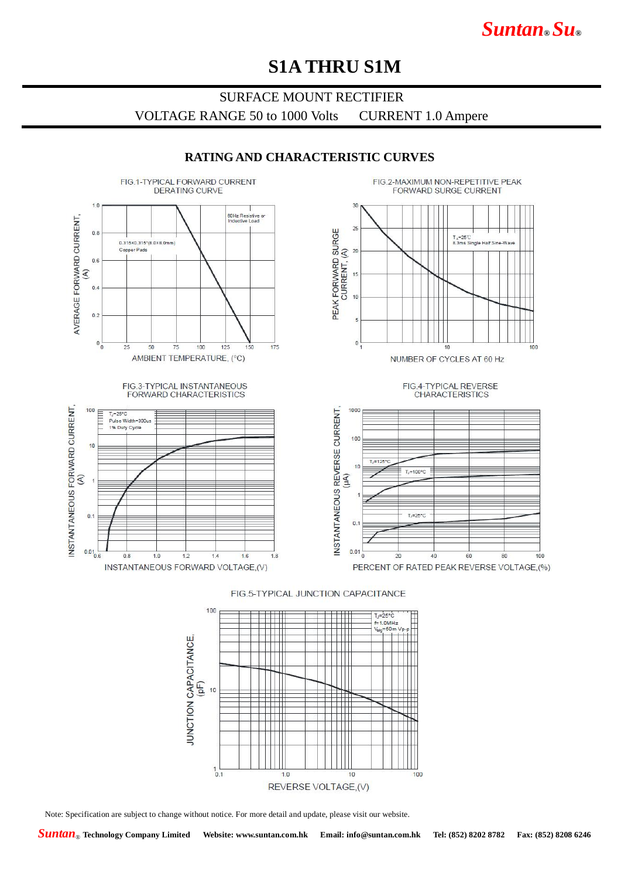# S1A THRU S1M

SURFACE MOUNT RECTIFIER

VOLTAGE RANGE 50 to 1000 Volts CURRENT 1.0 Ampere

## RATING AND CHARACTERISTIC CURVES

FIG.1-TYPICAL FORWARD CURRENT DERATING CURVE

AVERAGE FORWARD CURRENT, (A)

1.0
0.8
0.6
0.4
0.2
0

0 25 50 75 100 125 150 175

AMBIENT TEMPERATURE, (°C)

60Hz Resistive or Inductive Load

0.315X0.315"(8.0X8.0mm) Copper Pads

FIG.2-MAXIMUM NON-REPETITIVE PEAK FORWARD SURGE CURRENT

PEAK FORWARD SURGE CURRENT, (A)

30
25
20
15
10
5
0

1 10 100

NUMBER OF CYCLES AT 60 Hz

$T_A$=25℃
8.3ms Single Half Sine-Wave

FIG.3-TYPICAL INSTANTANEOUS FORWARD CHARACTERISTICS

INSTANTANEOUS FORWARD CURRENT, (A)

100
10
1
0.1
0.01

0.6 0.8 1.0 1.2 1.4 1.6 1.8

INSTANTANEOUS FORWARD VOLTAGE,(V)

$T_J$=25°C
Pulse Width=300us
1% Duty Cycle

FIG.4-TYPICAL REVERSE CHARACTERISTICS

INSTANTANEOUS REVERSE CURRENT, (μA)

1000
100
10
1
0.1
0.01

0 20 40 60 80 100

PERCENT OF RATED PEAK REVERSE VOLTAGE,(%)

$T_J$=125°C
$T_J$=100°C
$T_J$=25°C

FIG.5-TYPICAL JUNCTION CAPACITANCE

JUNCTION CAPACITANCE, (pF)

100
10
1

0.1 1.0 10 100

REVERSE VOLTAGE,(V)

$T_J$=25°C
f=1.0MHz
$V_{sig}$=50m Vp-p

Note: Specification are subject to change without notice. For more detail and update, please visit our website.